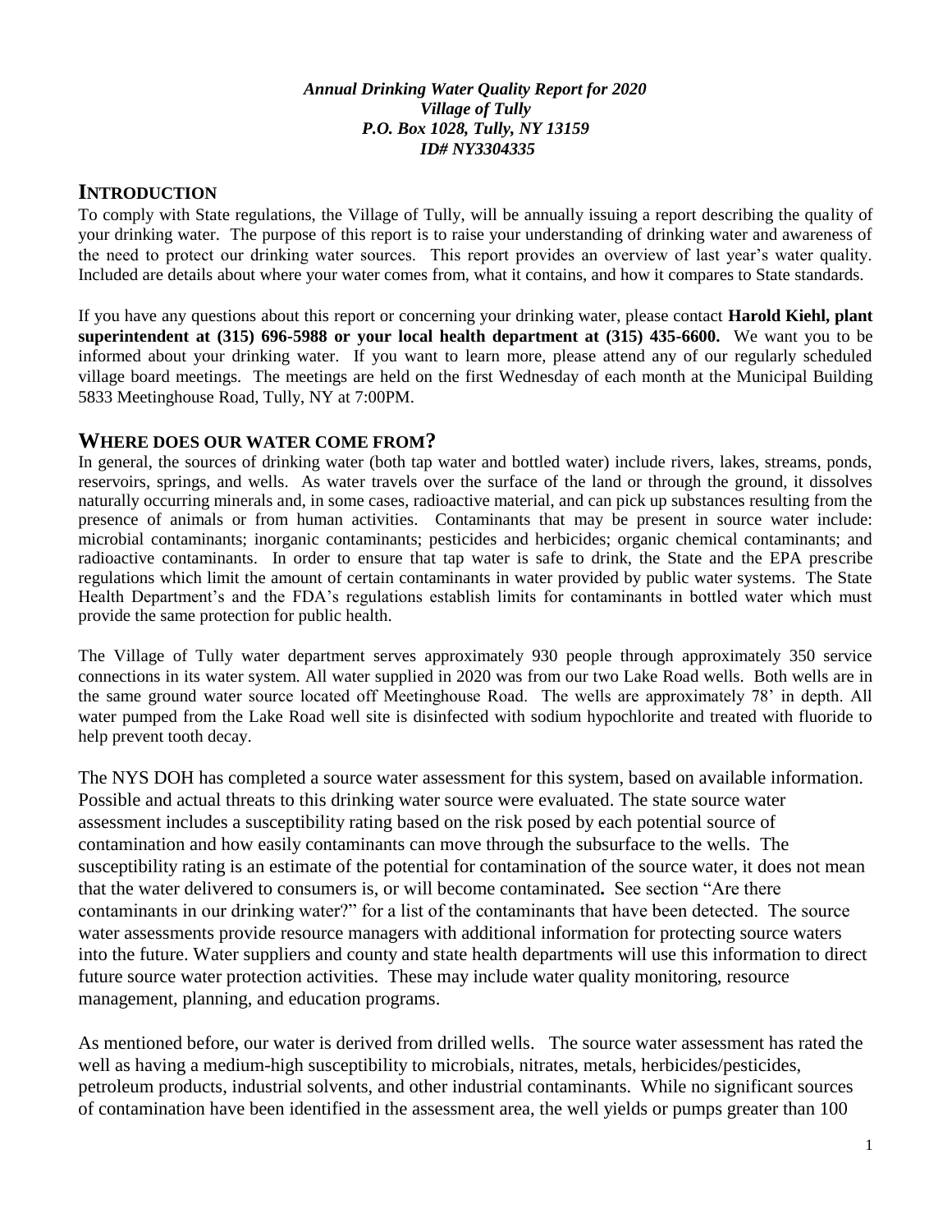*Annual Drinking Water Quality Report for 2020*
*Village of Tully*
*P.O. Box 1028, Tully, NY 13159*
*ID# NY3304335*

## INTRODUCTION

To comply with State regulations, the Village of Tully, will be annually issuing a report describing the quality of your drinking water. The purpose of this report is to raise your understanding of drinking water and awareness of the need to protect our drinking water sources. This report provides an overview of last year's water quality. Included are details about where your water comes from, what it contains, and how it compares to State standards.

If you have any questions about this report or concerning your drinking water, please contact **Harold Kiehl, plant superintendent at (315) 696-5988 or your local health department at (315) 435-6600.** We want you to be informed about your drinking water. If you want to learn more, please attend any of our regularly scheduled village board meetings. The meetings are held on the first Wednesday of each month at the Municipal Building 5833 Meetinghouse Road, Tully, NY at 7:00PM.

## WHERE DOES OUR WATER COME FROM?

In general, the sources of drinking water (both tap water and bottled water) include rivers, lakes, streams, ponds, reservoirs, springs, and wells. As water travels over the surface of the land or through the ground, it dissolves naturally occurring minerals and, in some cases, radioactive material, and can pick up substances resulting from the presence of animals or from human activities. Contaminants that may be present in source water include: microbial contaminants; inorganic contaminants; pesticides and herbicides; organic chemical contaminants; and radioactive contaminants. In order to ensure that tap water is safe to drink, the State and the EPA prescribe regulations which limit the amount of certain contaminants in water provided by public water systems. The State Health Department's and the FDA's regulations establish limits for contaminants in bottled water which must provide the same protection for public health.

The Village of Tully water department serves approximately 930 people through approximately 350 service connections in its water system. All water supplied in 2020 was from our two Lake Road wells. Both wells are in the same ground water source located off Meetinghouse Road. The wells are approximately 78' in depth. All water pumped from the Lake Road well site is disinfected with sodium hypochlorite and treated with fluoride to help prevent tooth decay.

The NYS DOH has completed a source water assessment for this system, based on available information. Possible and actual threats to this drinking water source were evaluated. The state source water assessment includes a susceptibility rating based on the risk posed by each potential source of contamination and how easily contaminants can move through the subsurface to the wells. The susceptibility rating is an estimate of the potential for contamination of the source water, it does not mean that the water delivered to consumers is, or will become contaminated**.** See section "Are there contaminants in our drinking water?" for a list of the contaminants that have been detected. The source water assessments provide resource managers with additional information for protecting source waters into the future. Water suppliers and county and state health departments will use this information to direct future source water protection activities. These may include water quality monitoring, resource management, planning, and education programs.

As mentioned before, our water is derived from drilled wells. The source water assessment has rated the well as having a medium-high susceptibility to microbials, nitrates, metals, herbicides/pesticides, petroleum products, industrial solvents, and other industrial contaminants. While no significant sources of contamination have been identified in the assessment area, the well yields or pumps greater than 100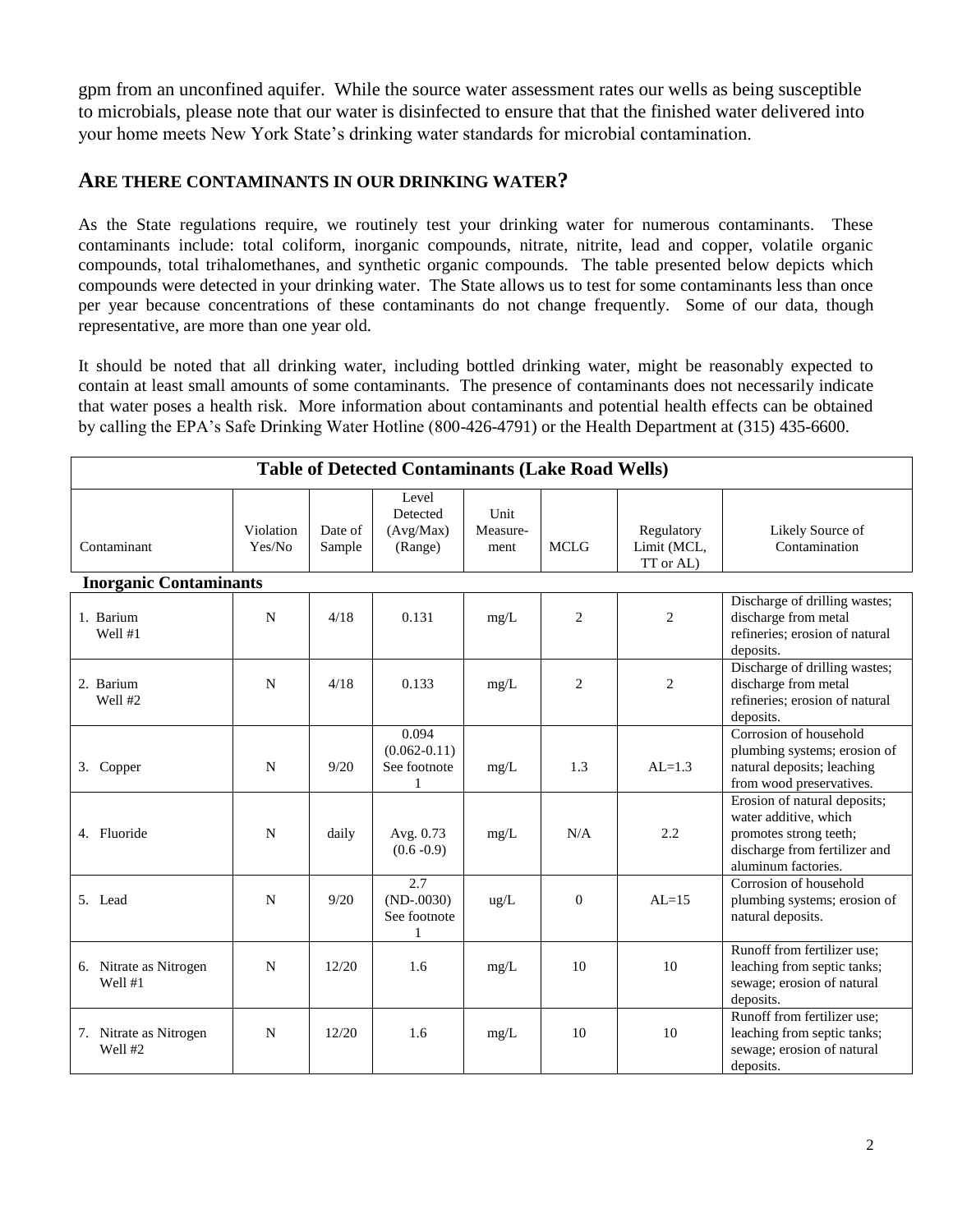gpm from an unconfined aquifer. While the source water assessment rates our wells as being susceptible to microbials, please note that our water is disinfected to ensure that that the finished water delivered into your home meets New York State's drinking water standards for microbial contamination.

## ARE THERE CONTAMINANTS IN OUR DRINKING WATER?

As the State regulations require, we routinely test your drinking water for numerous contaminants. These contaminants include: total coliform, inorganic compounds, nitrate, nitrite, lead and copper, volatile organic compounds, total trihalomethanes, and synthetic organic compounds. The table presented below depicts which compounds were detected in your drinking water. The State allows us to test for some contaminants less than once per year because concentrations of these contaminants do not change frequently. Some of our data, though representative, are more than one year old.

It should be noted that all drinking water, including bottled drinking water, might be reasonably expected to contain at least small amounts of some contaminants. The presence of contaminants does not necessarily indicate that water poses a health risk. More information about contaminants and potential health effects can be obtained by calling the EPA's Safe Drinking Water Hotline (800-426-4791) or the Health Department at (315) 435-6600.

**Table of Detected Contaminants (Lake Road Wells)**

| Contaminant | Violation Yes/No | Date of Sample | Level Detected (Avg/Max) (Range) | Unit Measure-ment | MCLG | Regulatory Limit (MCL, TT or AL) | Likely Source of Contamination |
|---|---|---|---|---|---|---|---|
| **Inorganic Contaminants** | | | | | | | |
| 1. Barium Well #1 | N | 4/18 | 0.131 | mg/L | 2 | 2 | Discharge of drilling wastes; discharge from metal refineries; erosion of natural deposits. |
| 2. Barium Well #2 | N | 4/18 | 0.133 | mg/L | 2 | 2 | Discharge of drilling wastes; discharge from metal refineries; erosion of natural deposits. |
| 3. Copper | N | 9/20 | 0.094 (0.062-0.11) See footnote 1 | mg/L | 1.3 | AL=1.3 | Corrosion of household plumbing systems; erosion of natural deposits; leaching from wood preservatives. |
| 4. Fluoride | N | daily | Avg. 0.73 (0.6 -0.9) | mg/L | N/A | 2.2 | Erosion of natural deposits; water additive, which promotes strong teeth; discharge from fertilizer and aluminum factories. |
| 5. Lead | N | 9/20 | 2.7 (ND-.0030) See footnote 1 | ug/L | 0 | AL=15 | Corrosion of household plumbing systems; erosion of natural deposits. |
| 6. Nitrate as Nitrogen Well #1 | N | 12/20 | 1.6 | mg/L | 10 | 10 | Runoff from fertilizer use; leaching from septic tanks; sewage; erosion of natural deposits. |
| 7. Nitrate as Nitrogen Well #2 | N | 12/20 | 1.6 | mg/L | 10 | 10 | Runoff from fertilizer use; leaching from septic tanks; sewage; erosion of natural deposits. |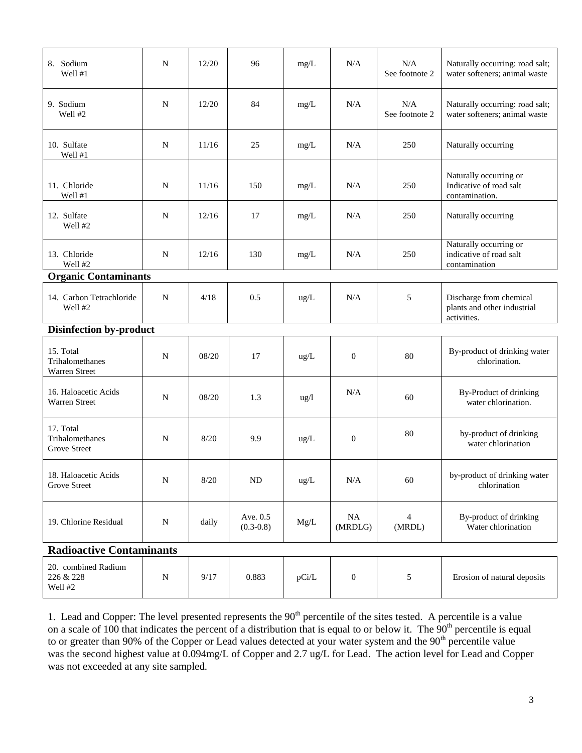| | | | | | | | |
|---|---|---|---|---|---|---|---|
| 8. Sodium Well #1 | N | 12/20 | 96 | mg/L | N/A | N/A See footnote 2 | Naturally occurring: road salt; water softeners; animal waste |
| 9. Sodium Well #2 | N | 12/20 | 84 | mg/L | N/A | N/A See footnote 2 | Naturally occurring: road salt; water softeners; animal waste |
| 10. Sulfate Well #1 | N | 11/16 | 25 | mg/L | N/A | 250 | Naturally occurring |
| 11. Chloride Well #1 | N | 11/16 | 150 | mg/L | N/A | 250 | Naturally occurring or Indicative of road salt contamination. |
| 12. Sulfate Well #2 | N | 12/16 | 17 | mg/L | N/A | 250 | Naturally occurring |
| 13. Chloride Well #2 | N | 12/16 | 130 | mg/L | N/A | 250 | Naturally occurring or indicative of road salt contamination |
| **Organic Contaminants** | | | | | | | |
| 14. Carbon Tetrachloride Well #2 | N | 4/18 | 0.5 | ug/L | N/A | 5 | Discharge from chemical plants and other industrial activities. |
| **Disinfection by-product** | | | | | | | |
| 15. Total Trihalomethanes Warren Street | N | 08/20 | 17 | ug/L | 0 | 80 | By-product of drinking water chlorination. |
| 16. Haloacetic Acids Warren Street | N | 08/20 | 1.3 | ug/l | N/A | 60 | By-Product of drinking water chlorination. |
| 17. Total Trihalomethanes Grove Street | N | 8/20 | 9.9 | ug/L | 0 | 80 | by-product of drinking water chlorination |
| 18. Haloacetic Acids Grove Street | N | 8/20 | ND | ug/L | N/A | 60 | by-product of drinking water chlorination |
| 19. Chlorine Residual | N | daily | Ave. 0.5 (0.3-0.8) | Mg/L | NA (MRDLG) | 4 (MRDL) | By-product of drinking Water chlorination |
| **Radioactive Contaminants** | | | | | | | |
| 20. combined Radium 226 & 228 Well #2 | N | 9/17 | 0.883 | pCi/L | 0 | 5 | Erosion of natural deposits |

1. Lead and Copper: The level presented represents the 90th percentile of the sites tested. A percentile is a value on a scale of 100 that indicates the percent of a distribution that is equal to or below it. The 90th percentile is equal to or greater than 90% of the Copper or Lead values detected at your water system and the 90th percentile value was the second highest value at 0.094mg/L of Copper and 2.7 ug/L for Lead. The action level for Lead and Copper was not exceeded at any site sampled.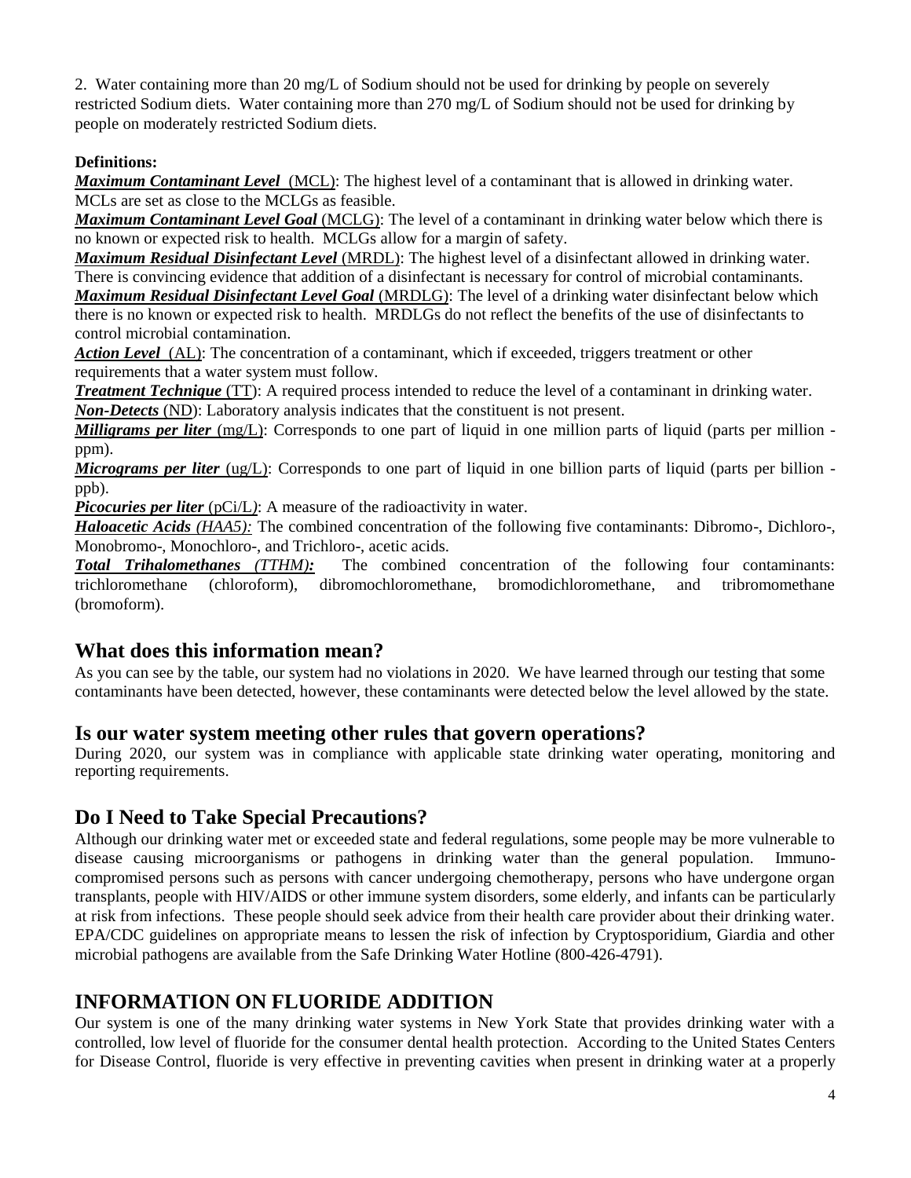2. Water containing more than 20 mg/L of Sodium should not be used for drinking by people on severely restricted Sodium diets. Water containing more than 270 mg/L of Sodium should not be used for drinking by people on moderately restricted Sodium diets.

**Definitions:**

***Maximum Contaminant Level*** (MCL): The highest level of a contaminant that is allowed in drinking water. MCLs are set as close to the MCLGs as feasible.

***Maximum Contaminant Level Goal*** (MCLG): The level of a contaminant in drinking water below which there is no known or expected risk to health. MCLGs allow for a margin of safety.

***Maximum Residual Disinfectant Level*** (MRDL): The highest level of a disinfectant allowed in drinking water. There is convincing evidence that addition of a disinfectant is necessary for control of microbial contaminants.

***Maximum Residual Disinfectant Level Goal*** (MRDLG): The level of a drinking water disinfectant below which there is no known or expected risk to health. MRDLGs do not reflect the benefits of the use of disinfectants to control microbial contamination.

***Action Level*** (AL): The concentration of a contaminant, which if exceeded, triggers treatment or other requirements that a water system must follow.

***Treatment Technique*** (TT): A required process intended to reduce the level of a contaminant in drinking water.

***Non-Detects*** (ND): Laboratory analysis indicates that the constituent is not present.

***Milligrams per liter*** (mg/L): Corresponds to one part of liquid in one million parts of liquid (parts per million - ppm).

***Micrograms per liter*** (ug/L): Corresponds to one part of liquid in one billion parts of liquid (parts per billion - ppb).

***Picocuries per liter*** (pCi/L): A measure of the radioactivity in water.

***Haloacetic Acids** (HAA5):* The combined concentration of the following five contaminants: Dibromo-, Dichloro-, Monobromo-, Monochloro-, and Trichloro-, acetic acids.

***Total Trihalomethanes (TTHM):*** The combined concentration of the following four contaminants: trichloromethane (chloroform), dibromochloromethane, bromodichloromethane, and tribromomethane (bromoform).

## What does this information mean?

As you can see by the table, our system had no violations in 2020. We have learned through our testing that some contaminants have been detected, however, these contaminants were detected below the level allowed by the state.

## Is our water system meeting other rules that govern operations?

During 2020, our system was in compliance with applicable state drinking water operating, monitoring and reporting requirements.

## Do I Need to Take Special Precautions?

Although our drinking water met or exceeded state and federal regulations, some people may be more vulnerable to disease causing microorganisms or pathogens in drinking water than the general population. Immuno-compromised persons such as persons with cancer undergoing chemotherapy, persons who have undergone organ transplants, people with HIV/AIDS or other immune system disorders, some elderly, and infants can be particularly at risk from infections. These people should seek advice from their health care provider about their drinking water. EPA/CDC guidelines on appropriate means to lessen the risk of infection by Cryptosporidium, Giardia and other microbial pathogens are available from the Safe Drinking Water Hotline (800-426-4791).

## INFORMATION ON FLUORIDE ADDITION

Our system is one of the many drinking water systems in New York State that provides drinking water with a controlled, low level of fluoride for the consumer dental health protection. According to the United States Centers for Disease Control, fluoride is very effective in preventing cavities when present in drinking water at a properly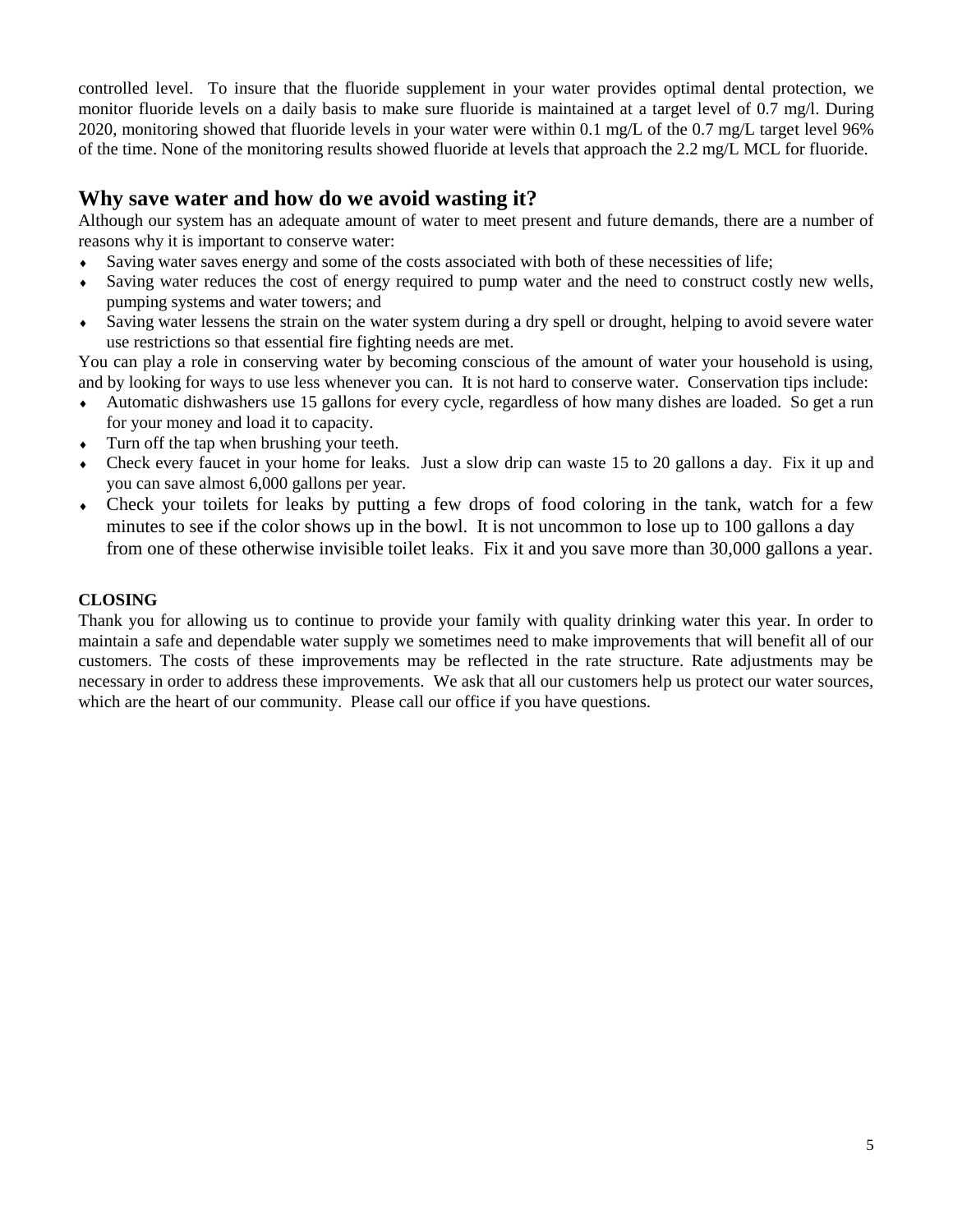controlled level. To insure that the fluoride supplement in your water provides optimal dental protection, we monitor fluoride levels on a daily basis to make sure fluoride is maintained at a target level of 0.7 mg/l. During 2020, monitoring showed that fluoride levels in your water were within 0.1 mg/L of the 0.7 mg/L target level 96% of the time. None of the monitoring results showed fluoride at levels that approach the 2.2 mg/L MCL for fluoride.

## Why save water and how do we avoid wasting it?

Although our system has an adequate amount of water to meet present and future demands, there are a number of reasons why it is important to conserve water:

- Saving water saves energy and some of the costs associated with both of these necessities of life;
- Saving water reduces the cost of energy required to pump water and the need to construct costly new wells, pumping systems and water towers; and
- Saving water lessens the strain on the water system during a dry spell or drought, helping to avoid severe water use restrictions so that essential fire fighting needs are met.

You can play a role in conserving water by becoming conscious of the amount of water your household is using, and by looking for ways to use less whenever you can. It is not hard to conserve water. Conservation tips include:

- Automatic dishwashers use 15 gallons for every cycle, regardless of how many dishes are loaded. So get a run for your money and load it to capacity.
- Turn off the tap when brushing your teeth.
- Check every faucet in your home for leaks. Just a slow drip can waste 15 to 20 gallons a day. Fix it up and you can save almost 6,000 gallons per year.
- Check your toilets for leaks by putting a few drops of food coloring in the tank, watch for a few minutes to see if the color shows up in the bowl. It is not uncommon to lose up to 100 gallons a day from one of these otherwise invisible toilet leaks. Fix it and you save more than 30,000 gallons a year.

**CLOSING**

Thank you for allowing us to continue to provide your family with quality drinking water this year. In order to maintain a safe and dependable water supply we sometimes need to make improvements that will benefit all of our customers. The costs of these improvements may be reflected in the rate structure. Rate adjustments may be necessary in order to address these improvements. We ask that all our customers help us protect our water sources, which are the heart of our community. Please call our office if you have questions.